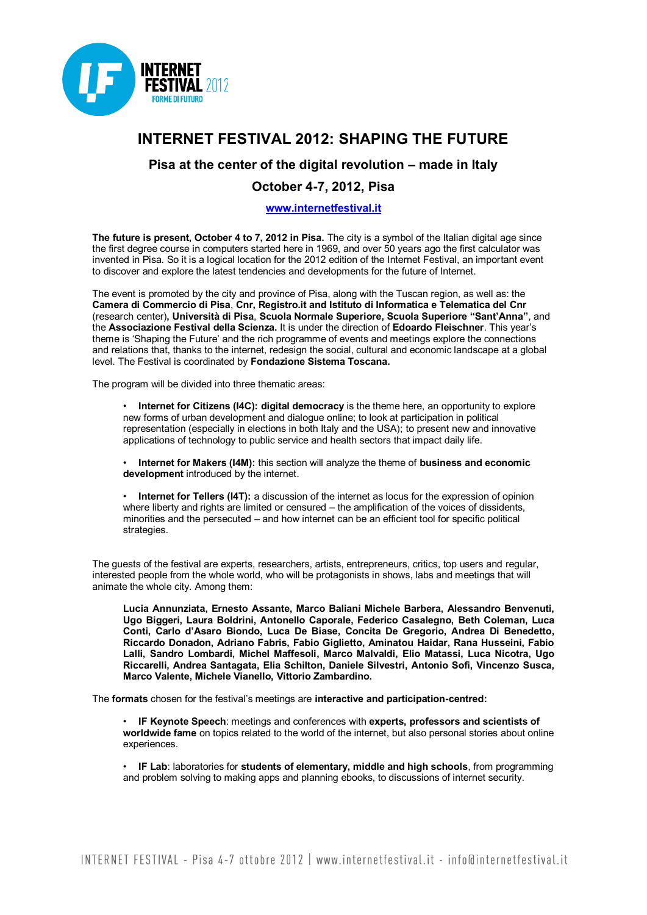# INTERNET FESTIVAL 2012: SHAPING THE FUTURE

## Pisa at the center of the digital revolution – made in Italy

## October 4-7, 2012, Pisa

[www.internetfestival.it](http://www.internetfestival.it)

**The future is present, October 4 to 7, 2012 in Pisa.** The city is a symbol of the Italian digital age since the first degree course in computers started here in 1969, and over 50 years ago the first calculator was invented in Pisa. So it is a logical location for the 2012 edition of the Internet Festival, an important event to discover and explore the latest tendencies and developments for the future of Internet.

The event is promoted by the city and province of Pisa, along with the Tuscan region, as well as: the **Camera di Commercio di Pisa**, **Cnr, Registro.it and Istituto di Informatica e Telematica del Cnr** (research center)**, Università di Pisa**, **Scuola Normale Superiore, Scuola Superiore "Sant'Anna"**, and the **Associazione Festival della Scienza.** It is under the direction of **Edoardo Fleischner**. This year's theme is 'Shaping the Future' and the rich programme of events and meetings explore the connections and relations that, thanks to the internet, redesign the social, cultural and economic landscape at a global level. The Festival is coordinated by **Fondazione Sistema Toscana.**

The program will be divided into three thematic areas:

- **Internet for Citizens (I4C): digital democracy** is the theme here, an opportunity to explore new forms of urban development and dialogue online; to look at participation in political representation (especially in elections in both Italy and the USA); to present new and innovative applications of technology to public service and health sectors that impact daily life.

- **Internet for Makers (I4M):** this section will analyze the theme of **business and economic development** introduced by the internet.

- **Internet for Tellers (I4T):** a discussion of the internet as locus for the expression of opinion where liberty and rights are limited or censured – the amplification of the voices of dissidents, minorities and the persecuted – and how internet can be an efficient tool for specific political strategies.

The guests of the festival are experts, researchers, artists, entrepreneurs, critics, top users and regular, interested people from the whole world, who will be protagonists in shows, labs and meetings that will animate the whole city. Among them:

**Lucia Annunziata, Ernesto Assante, Marco Baliani Michele Barbera, Alessandro Benvenuti, Ugo Biggeri, Laura Boldrini, Antonello Caporale, Federico Casalegno, Beth Coleman, Luca Conti, Carlo d'Asaro Biondo, Luca De Biase, Concita De Gregorio, Andrea Di Benedetto, Riccardo Donadon, Adriano Fabris, Fabio Giglietto, Aminatou Haidar, Rana Husseini, Fabio Lalli, Sandro Lombardi, Michel Maffesoli, Marco Malvaldi, Elio Matassi, Luca Nicotra, Ugo Riccarelli, Andrea Santagata, Elia Schilton, Daniele Silvestri, Antonio Sofi, Vincenzo Susca, Marco Valente, Michele Vianello, Vittorio Zambardino.**

The **formats** chosen for the festival's meetings are **interactive and participation-centred:**

- **IF Keynote Speech**: meetings and conferences with **experts, professors and scientists of worldwide fame** on topics related to the world of the internet, but also personal stories about online experiences.

- **IF Lab**: laboratories for **students of elementary, middle and high schools**, from programming and problem solving to making apps and planning ebooks, to discussions of internet security.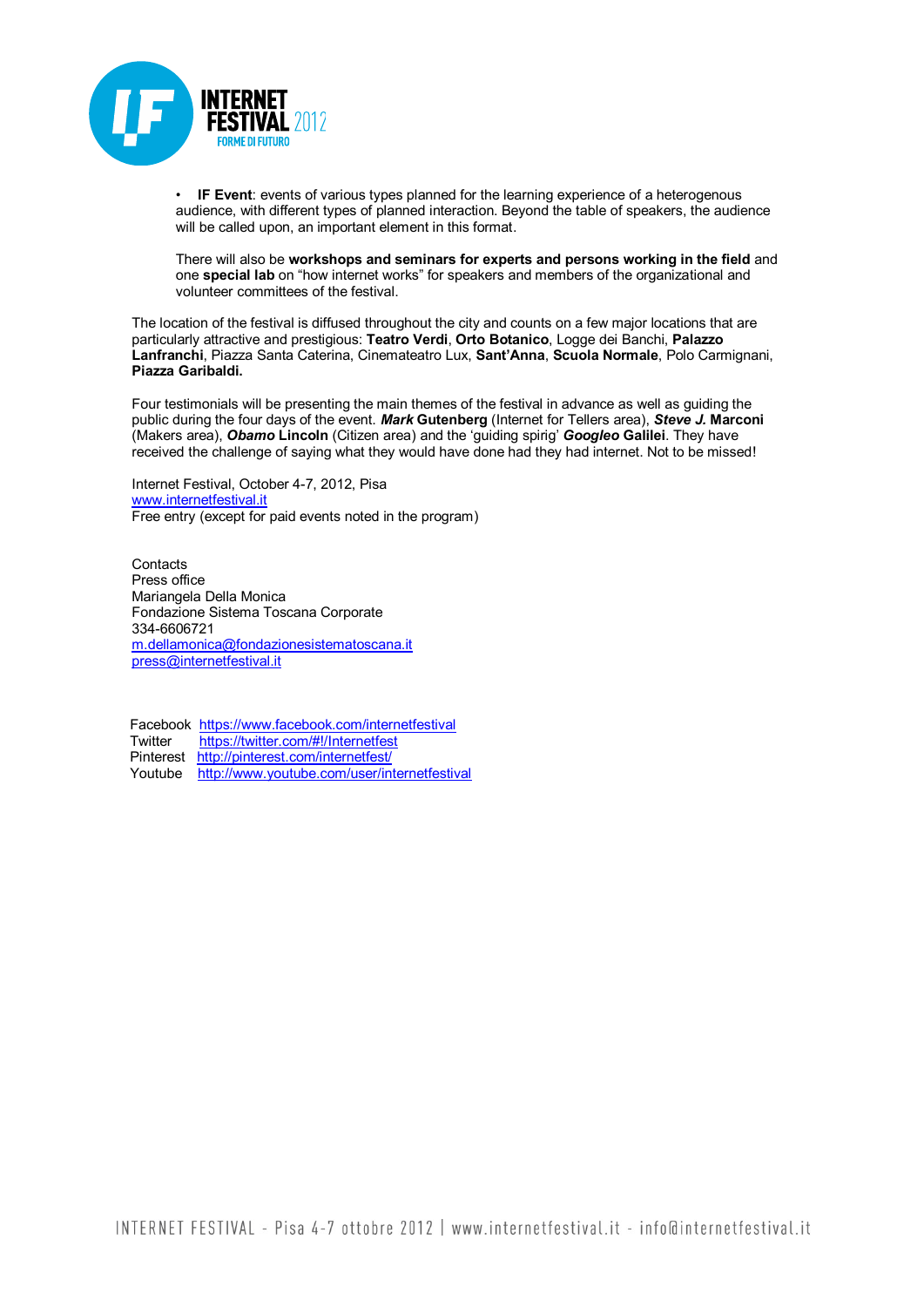- **IF Event**: events of various types planned for the learning experience of a heterogenous audience, with different types of planned interaction. Beyond the table of speakers, the audience will be called upon, an important element in this format.

There will also be **workshops and seminars for experts and persons working in the field** and one **special lab** on "how internet works" for speakers and members of the organizational and volunteer committees of the festival.

The location of the festival is diffused throughout the city and counts on a few major locations that are particularly attractive and prestigious: **Teatro Verdi**, **Orto Botanico**, Logge dei Banchi, **Palazzo Lanfranchi**, Piazza Santa Caterina, Cinemateatro Lux, **Sant'Anna**, **Scuola Normale**, Polo Carmignani, **Piazza Garibaldi.**

Four testimonials will be presenting the main themes of the festival in advance as well as guiding the public during the four days of the event. ***Mark* Gutenberg** (Internet for Tellers area), ***Steve J.* Marconi** (Makers area), ***Obamo* Lincoln** (Citizen area) and the 'guiding spirig' ***Googleo* Galilei**. They have received the challenge of saying what they would have done had they had internet. Not to be missed!

Internet Festival, October 4-7, 2012, Pisa
www.internetfestival.it
Free entry (except for paid events noted in the program)

Contacts
Press office
Mariangela Della Monica
Fondazione Sistema Toscana Corporate
334-6606721
m.dellamonica@fondazionesistematoscana.it
press@internetfestival.it

Facebook https://www.facebook.com/internetfestival
Twitter https://twitter.com/#!/Internetfest
Pinterest http://pinterest.com/internetfest/
Youtube http://www.youtube.com/user/internetfestival